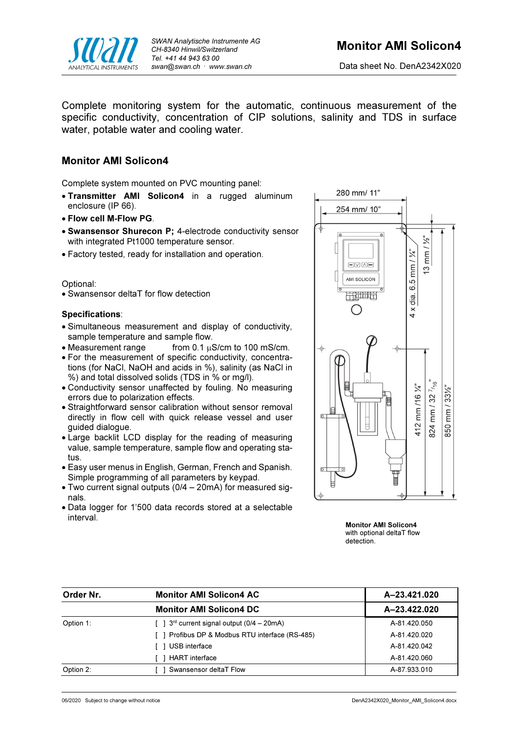SWAN Analytische Instrumente AG
CH-8340 Hinwil/Switzerland
Tel. +41 44 943 63 00
swan@swan.ch · www.swan.ch

# Monitor AMI Solicon4

Data sheet No. DenA2342X020

Complete monitoring system for the automatic, continuous measurement of the specific conductivity, concentration of CIP solutions, salinity and TDS in surface water, potable water and cooling water.

## Monitor AMI Solicon4

Complete system mounted on PVC mounting panel:

- **Transmitter AMI Solicon4** in a rugged aluminum enclosure (IP 66).
- **Flow cell M-Flow PG**.
- **Swansensor Shurecon P;** 4-electrode conductivity sensor with integrated Pt1000 temperature sensor.
- Factory tested, ready for installation and operation.

Optional:
- Swansensor deltaT for flow detection

**Specifications**:

- Simultaneous measurement and display of conductivity, sample temperature and sample flow.
- Measurement range from 0.1 µS/cm to 100 mS/cm.
- For the measurement of specific conductivity, concentrations (for NaCl, NaOH and acids in %), salinity (as NaCl in %) and total dissolved solids (TDS in % or mg/l).
- Conductivity sensor unaffected by fouling. No measuring errors due to polarization effects.
- Straightforward sensor calibration without sensor removal directly in flow cell with quick release vessel and user guided dialogue.
- Large backlit LCD display for the reading of measuring value, sample temperature, sample flow and operating status.
- Easy user menus in English, German, French and Spanish. Simple programming of all parameters by keypad.
- Two current signal outputs (0/4 – 20mA) for measured signals.
- Data logger for 1'500 data records stored at a selectable interval.

280 mm/ 11"
254 mm/ 10"
4 x dia. 6.5 mm / 1/4"
13 mm / 1/2"
412 mm /16 1/4"
824 mm / 32 7/16"
850 mm / 33 1/2"
AMI SOLICON

**Monitor AMI Solicon4** with optional deltaT flow detection.

| Order Nr. | Monitor AMI Solicon4 AC | A–23.421.020 |
|---|---|---|
| | **Monitor AMI Solicon4 DC** | **A–23.422.020** |
| Option 1: | [ ] 3rd current signal output (0/4 – 20mA) | A-81.420.050 |
| | [ ] Profibus DP & Modbus RTU interface (RS-485) | A-81.420.020 |
| | [ ] USB interface | A-81.420.042 |
| | [ ] HART interface | A-81.420.060 |
| Option 2: | [ ] Swansensor deltaT Flow | A-87.933.010 |

06/2020 Subject to change without notice
DenA2342X020_Monitor_AMI_Solicon4.docx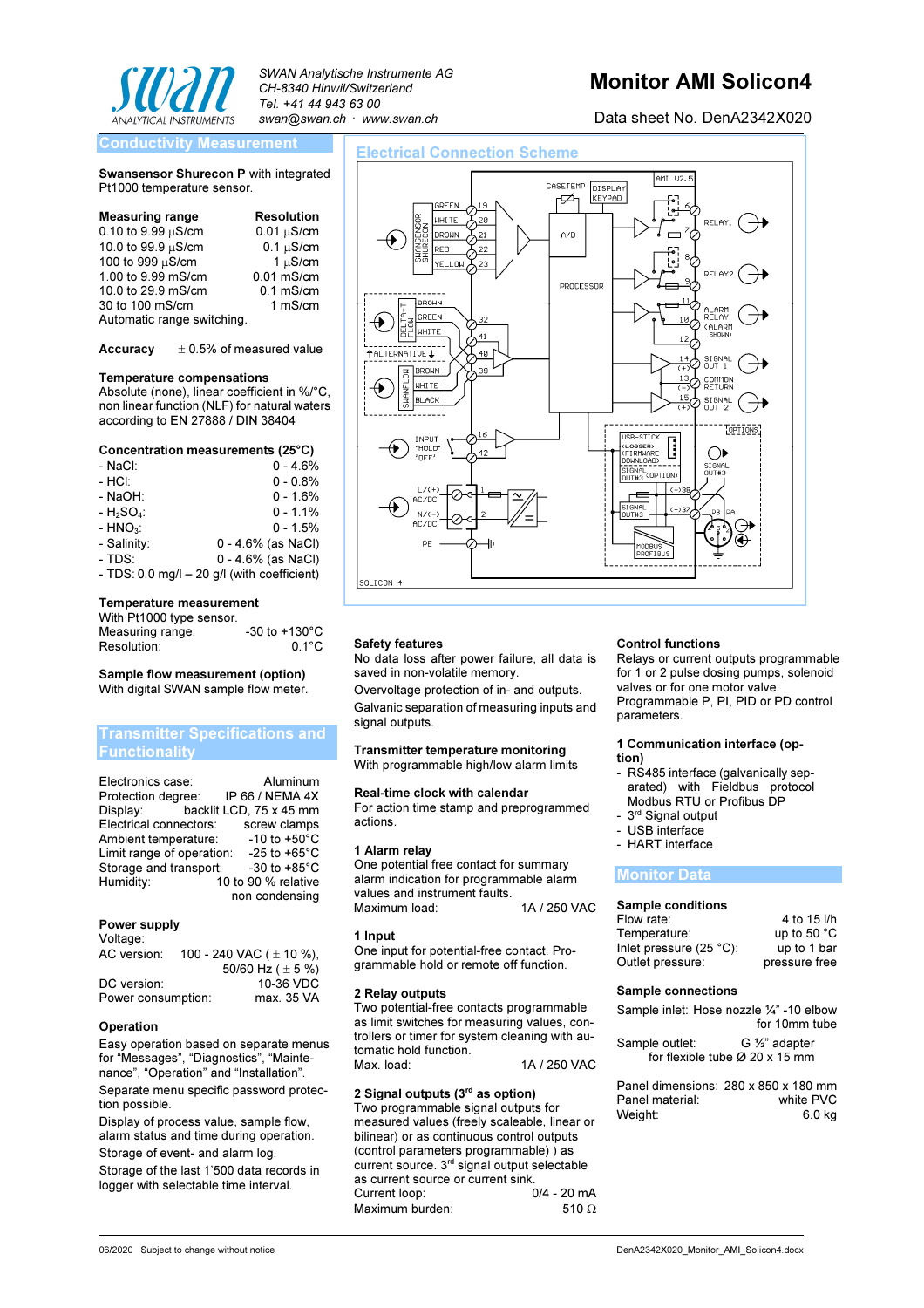SWAN Analytische Instrumente AG
CH-8340 Hinwil/Switzerland
Tel. +41 44 943 63 00
swan@swan.ch · www.swan.ch

# Monitor AMI Solicon4

Data sheet No. DenA2342X020

## Conductivity Measurement

**Swansensor Shurecon P** with integrated Pt1000 temperature sensor.

| **Measuring range** | **Resolution** |
|---|---|
| 0.10 to 9.99 µS/cm | 0.01 µS/cm |
| 10.0 to 99.9 µS/cm | 0.1 µS/cm |
| 100 to 999 µS/cm | 1 µS/cm |
| 1.00 to 9.99 mS/cm | 0.01 mS/cm |
| 10.0 to 29.9 mS/cm | 0.1 mS/cm |
| 30 to 100 mS/cm | 1 mS/cm |

Automatic range switching.

**Accuracy** ± 0.5% of measured value

**Temperature compensations**
Absolute (none), linear coefficient in %/°C, non linear function (NLF) for natural waters according to EN 27888 / DIN 38404

**Concentration measurements (25°C)**

- NaCl: 0 - 4.6%
- HCl: 0 - 0.8%
- NaOH: 0 - 1.6%
- $H_2SO_4$: 0 - 1.1%
- $HNO_3$: 0 - 1.5%
- Salinity: 0 - 4.6% (as NaCl)
- TDS: 0 - 4.6% (as NaCl)
- TDS: 0.0 mg/l – 20 g/l (with coefficient)

**Temperature measurement**
With Pt1000 type sensor.
Measuring range: -30 to +130°C
Resolution: 0.1°C

**Sample flow measurement (option)**
With digital SWAN sample flow meter.

## Transmitter Specifications and Functionality

| | |
|---|---|
| Electronics case: | Aluminum |
| Protection degree: | IP 66 / NEMA 4X |
| Display: | backlit LCD, 75 x 45 mm |
| Electrical connectors: | screw clamps |
| Ambient temperature: | -10 to +50°C |
| Limit range of operation: | -25 to +65°C |
| Storage and transport: | -30 to +85°C |
| Humidity: | 10 to 90 % relative non condensing |

**Power supply**
Voltage:
AC version: 100 - 240 VAC (± 10 %), 50/60 Hz (± 5 %)
DC version: 10-36 VDC
Power consumption: max. 35 VA

**Operation**
Easy operation based on separate menus for "Messages", "Diagnostics", "Maintenance", "Operation" and "Installation".

Separate menu specific password protection possible.

Display of process value, sample flow, alarm status and time during operation.

Storage of event- and error log.

Storage of the last 1'500 data records in logger with selectable time interval.

## Electrical Connection Scheme

GREEN 19, WHITE 20, BROWN 21, RED 22, YELLOW 23 (SWANSENSOR SHURECON)
CASETEMP, DISPLAY KEYPAD, A/D, PROCESSOR, AMI V2.5
RELAY1 (6, 7), RELAY2 (8, 9), ALARM RELAY (11, 10, 12) (ALARM SHOWN)
SIGNAL OUT 1 (14 (+)), COMMON RETURN (13 (-)), SIGNAL OUT 2 (15 (+))
DELTA-T FLOW: BROWN, GREEN 32, WHITE 41
ALTERNATIVE
SWANFLOW: BROWN 40, WHITE 39, BLACK
INPUT 'HOLD' 'OFF' 16, 42
L/(+) AC/DC 1, N/(-) AC/DC 2, PE
OPTIONS: USB-STICK (LOGGER) (FIRMWARE-DOWNLOAD), SIGNAL OUT#3 (OPTION), SIGNAL OUT#3, (+) 38, (-) 37, SIGNAL OUT#3, DB, DA, MODBUS PROFIBUS
SOLICON 4

**Safety features**
No data loss after power failure, all data is saved in non-volatile memory.

Overvoltage protection of in- and outputs.

Galvanic separation of measuring inputs and signal outputs.

**Transmitter temperature monitoring**
With programmable high/low alarm limits

**Real-time clock with calendar**
For action time stamp and preprogrammed actions.

**1 Alarm relay**
One potential free contact for summary alarm indication for programmable alarm values and instrument faults.
Maximum load: 1A / 250 VAC

**1 Input**
One input for potential-free contact. Programmable hold or remote off function.

**2 Relay outputs**
Two potential-free contacts programmable as limit switches for measuring values, controllers or timer for system cleaning with automatic hold function.
Max. load: 1A / 250 VAC

**2 Signal outputs (3rd as option)**
Two programmable signal outputs for measured values (freely scaleable, linear or bilinear) or as continuous control outputs (control parameters programmable) or as current source. 3rd signal output selectable as current source or current sink.
Current loop: 0/4 - 20 mA
Maximum burden: 510 Ω

**Control functions**
Relays or current outputs programmable for 1 or 2 pulse dosing pumps, solenoid valves or for one motor valve.
Programmable P, PI, PID or PD control parameters.

**1 Communication interface (option)**

- RS485 interface (galvanically separated) with Fieldbus protocol Modbus RTU or Profibus DP
- 3rd Signal output
- USB interface
- HART interface

## Monitor Data

**Sample conditions**

| | |
|---|---|
| Flow rate: | 4 to 15 l/h |
| Temperature: | up to 50 °C |
| Inlet pressure (25 °C): | up to 1 bar |
| Outlet pressure: | pressure free |

**Sample connections**
Sample inlet: Hose nozzle ¼" -10 elbow for 10mm tube
Sample outlet: G ½" adapter for flexible tube Ø 20 x 15 mm

| | |
|---|---|
| Panel dimensions: | 280 x 850 x 180 mm |
| Panel material: | white PVC |
| Weight: | 6.0 kg |

06/2020 Subject to change without notice    DenA2342X020_Monitor_AMI_Solicon4.docx